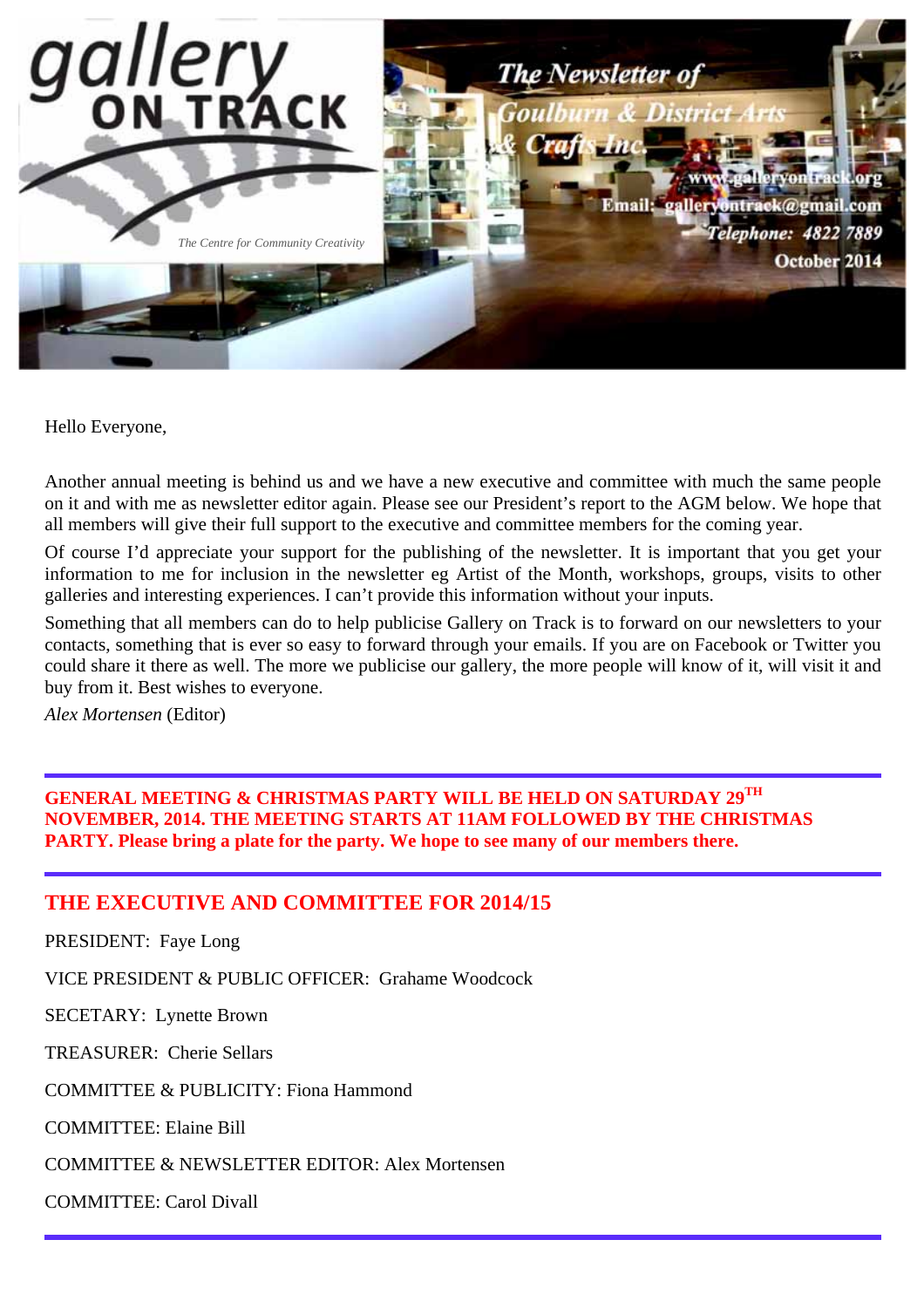# gallery ON TRACK

*The Centre for Community Creativity*

**The Newsletter of Goulburn & District Arts & Crafts Inc.**

www.galleryontrack.org

Email: galleryontrack@gmail.com

Telephone: 4822 7889

October 2014

Hello Everyone,

Another annual meeting is behind us and we have a new executive and committee with much the same people on it and with me as newsletter editor again. Please see our President's report to the AGM below. We hope that all members will give their full support to the executive and committee members for the coming year.

Of course I'd appreciate your support for the publishing of the newsletter. It is important that you get your information to me for inclusion in the newsletter eg Artist of the Month, workshops, groups, visits to other galleries and interesting experiences. I can't provide this information without your inputs.

Something that all members can do to help publicise Gallery on Track is to forward on our newsletters to your contacts, something that is ever so easy to forward through your emails. If you are on Facebook or Twitter you could share it there as well. The more we publicise our gallery, the more people will know of it, will visit it and buy from it. Best wishes to everyone.

*Alex Mortensen* (Editor)

---

**GENERAL MEETING & CHRISTMAS PARTY WILL BE HELD ON SATURDAY 29TH NOVEMBER, 2014. THE MEETING STARTS AT 11AM FOLLOWED BY THE CHRISTMAS PARTY. Please bring a plate for the party. We hope to see many of our members there.**

---

## THE EXECUTIVE AND COMMITTEE FOR 2014/15

PRESIDENT: Faye Long

VICE PRESIDENT & PUBLIC OFFICER: Grahame Woodcock

SECETARY: Lynette Brown

TREASURER: Cherie Sellars

COMMITTEE & PUBLICITY: Fiona Hammond

COMMITTEE: Elaine Bill

COMMITTEE & NEWSLETTER EDITOR: Alex Mortensen

COMMITTEE: Carol Divall

---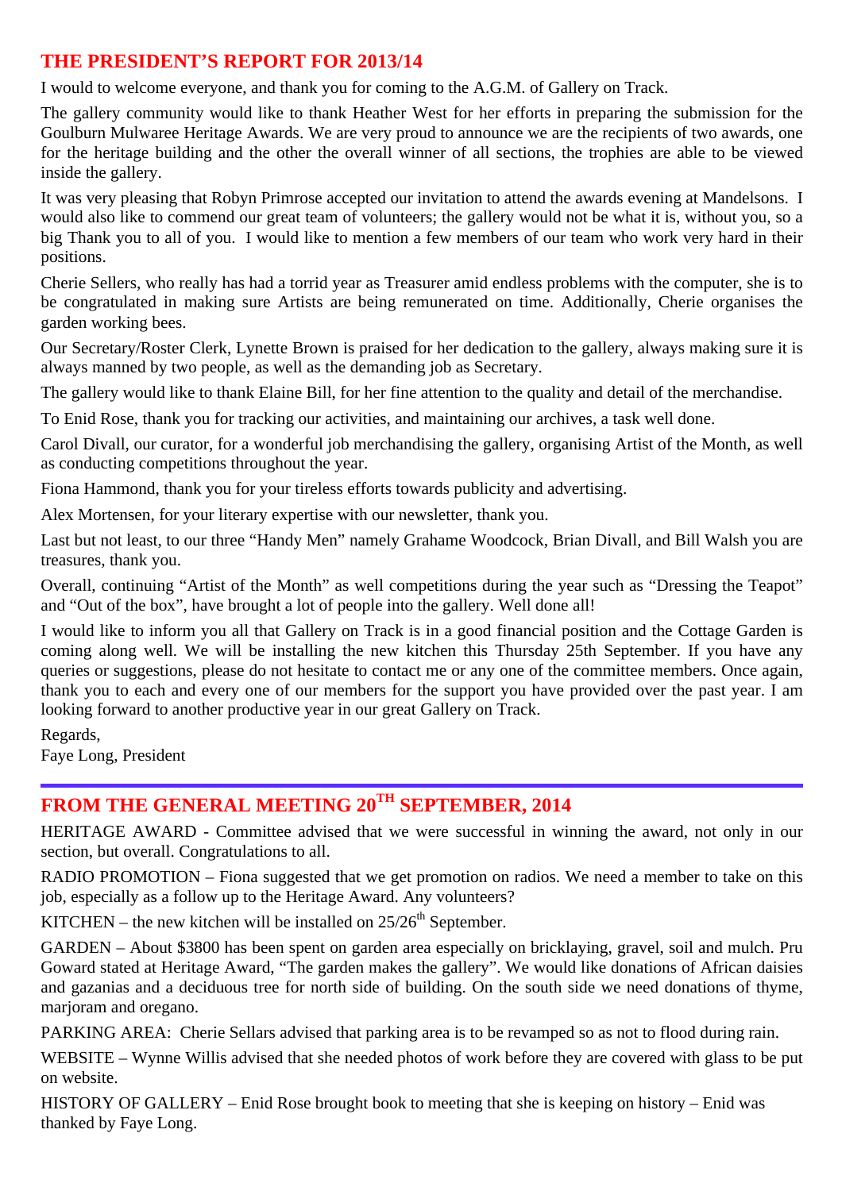## THE PRESIDENT'S REPORT FOR 2013/14

I would to welcome everyone, and thank you for coming to the A.G.M. of Gallery on Track.

The gallery community would like to thank Heather West for her efforts in preparing the submission for the Goulburn Mulwaree Heritage Awards. We are very proud to announce we are the recipients of two awards, one for the heritage building and the other the overall winner of all sections, the trophies are able to be viewed inside the gallery.

It was very pleasing that Robyn Primrose accepted our invitation to attend the awards evening at Mandelsons. I would also like to commend our great team of volunteers; the gallery would not be what it is, without you, so a big Thank you to all of you. I would like to mention a few members of our team who work very hard in their positions.

Cherie Sellers, who really has had a torrid year as Treasurer amid endless problems with the computer, she is to be congratulated in making sure Artists are being remunerated on time. Additionally, Cherie organises the garden working bees.

Our Secretary/Roster Clerk, Lynette Brown is praised for her dedication to the gallery, always making sure it is always manned by two people, as well as the demanding job as Secretary.

The gallery would like to thank Elaine Bill, for her fine attention to the quality and detail of the merchandise.

To Enid Rose, thank you for tracking our activities, and maintaining our archives, a task well done.

Carol Divall, our curator, for a wonderful job merchandising the gallery, organising Artist of the Month, as well as conducting competitions throughout the year.

Fiona Hammond, thank you for your tireless efforts towards publicity and advertising.

Alex Mortensen, for your literary expertise with our newsletter, thank you.

Last but not least, to our three "Handy Men" namely Grahame Woodcock, Brian Divall, and Bill Walsh you are treasures, thank you.

Overall, continuing "Artist of the Month" as well competitions during the year such as "Dressing the Teapot" and "Out of the box", have brought a lot of people into the gallery. Well done all!

I would like to inform you all that Gallery on Track is in a good financial position and the Cottage Garden is coming along well. We will be installing the new kitchen this Thursday 25th September. If you have any queries or suggestions, please do not hesitate to contact me or any one of the committee members. Once again, thank you to each and every one of our members for the support you have provided over the past year. I am looking forward to another productive year in our great Gallery on Track.

Regards,
Faye Long, President

---

## FROM THE GENERAL MEETING 20TH SEPTEMBER, 2014

HERITAGE AWARD - Committee advised that we were successful in winning the award, not only in our section, but overall. Congratulations to all.

RADIO PROMOTION – Fiona suggested that we get promotion on radios. We need a member to take on this job, especially as a follow up to the Heritage Award. Any volunteers?

KITCHEN – the new kitchen will be installed on 25/26th September.

GARDEN – About $3800 has been spent on garden area especially on bricklaying, gravel, soil and mulch. Pru Goward stated at Heritage Award, "The garden makes the gallery". We would like donations of African daisies and gazanias and a deciduous tree for north side of building. On the south side we need donations of thyme, marjoram and oregano.

PARKING AREA: Cherie Sellars advised that parking area is to be revamped so as not to flood during rain.

WEBSITE – Wynne Willis advised that she needed photos of work before they are covered with glass to be put on website.

HISTORY OF GALLERY – Enid Rose brought book to meeting that she is keeping on history – Enid was thanked by Faye Long.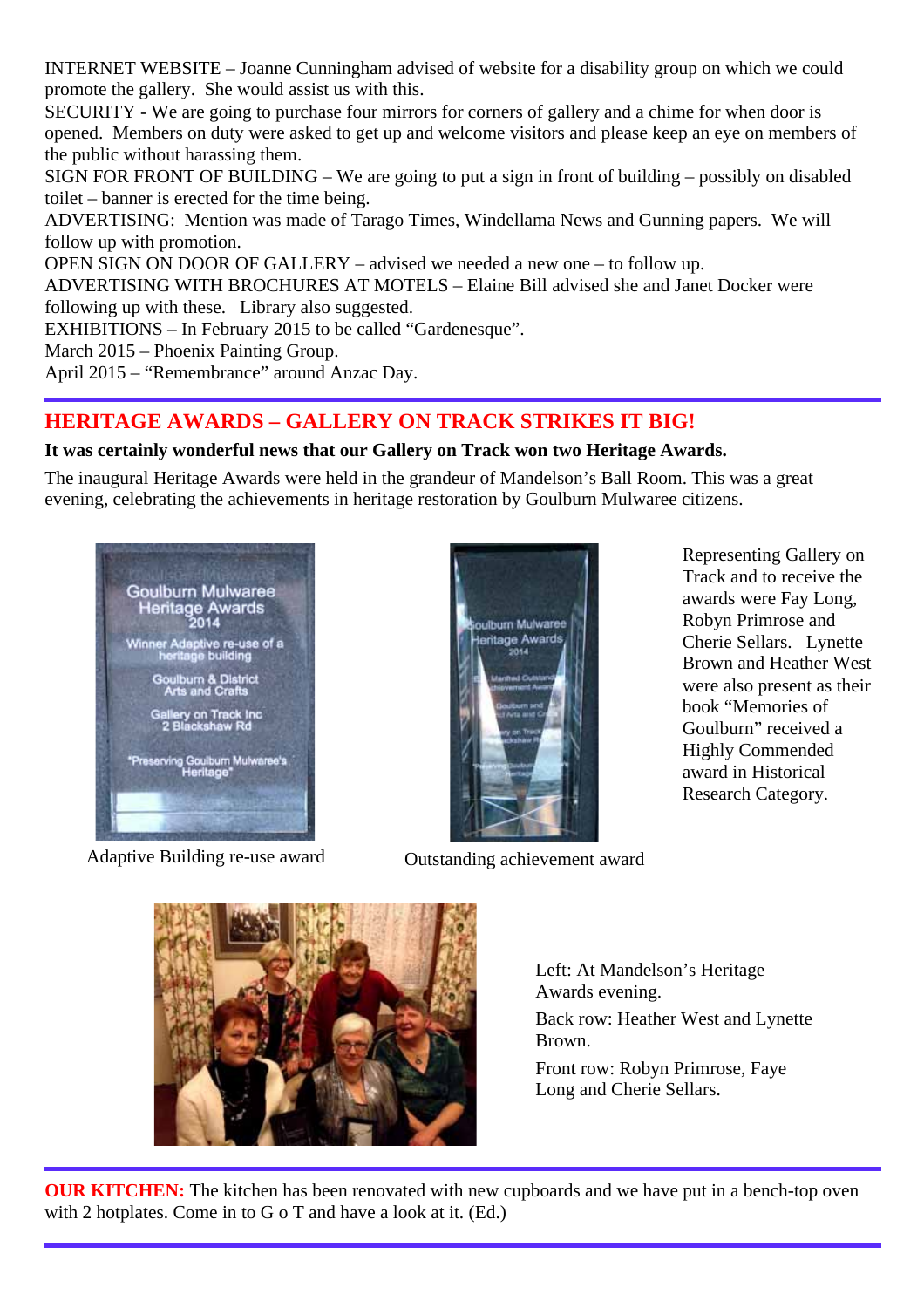INTERNET WEBSITE – Joanne Cunningham advised of website for a disability group on which we could promote the gallery. She would assist us with this.

SECURITY - We are going to purchase four mirrors for corners of gallery and a chime for when door is opened. Members on duty were asked to get up and welcome visitors and please keep an eye on members of the public without harassing them.

SIGN FOR FRONT OF BUILDING – We are going to put a sign in front of building – possibly on disabled toilet – banner is erected for the time being.

ADVERTISING: Mention was made of Tarago Times, Windellama News and Gunning papers. We will follow up with promotion.

OPEN SIGN ON DOOR OF GALLERY – advised we needed a new one – to follow up.

ADVERTISING WITH BROCHURES AT MOTELS – Elaine Bill advised she and Janet Docker were following up with these. Library also suggested.

EXHIBITIONS – In February 2015 to be called "Gardenesque".

March 2015 – Phoenix Painting Group.

April 2015 – "Remembrance" around Anzac Day.

## HERITAGE AWARDS – GALLERY ON TRACK STRIKES IT BIG!

**It was certainly wonderful news that our Gallery on Track won two Heritage Awards.**

The inaugural Heritage Awards were held in the grandeur of Mandelson's Ball Room. This was a great evening, celebrating the achievements in heritage restoration by Goulburn Mulwaree citizens.

Adaptive Building re-use award

Outstanding achievement award

Representing Gallery on Track and to receive the awards were Fay Long, Robyn Primrose and Cherie Sellars. Lynette Brown and Heather West were also present as their book "Memories of Goulburn" received a Highly Commended award in Historical Research Category.

Left: At Mandelson's Heritage Awards evening.

Back row: Heather West and Lynette Brown.

Front row: Robyn Primrose, Faye Long and Cherie Sellars.

**OUR KITCHEN:** The kitchen has been renovated with new cupboards and we have put in a bench-top oven with 2 hotplates. Come in to G o T and have a look at it. (Ed.)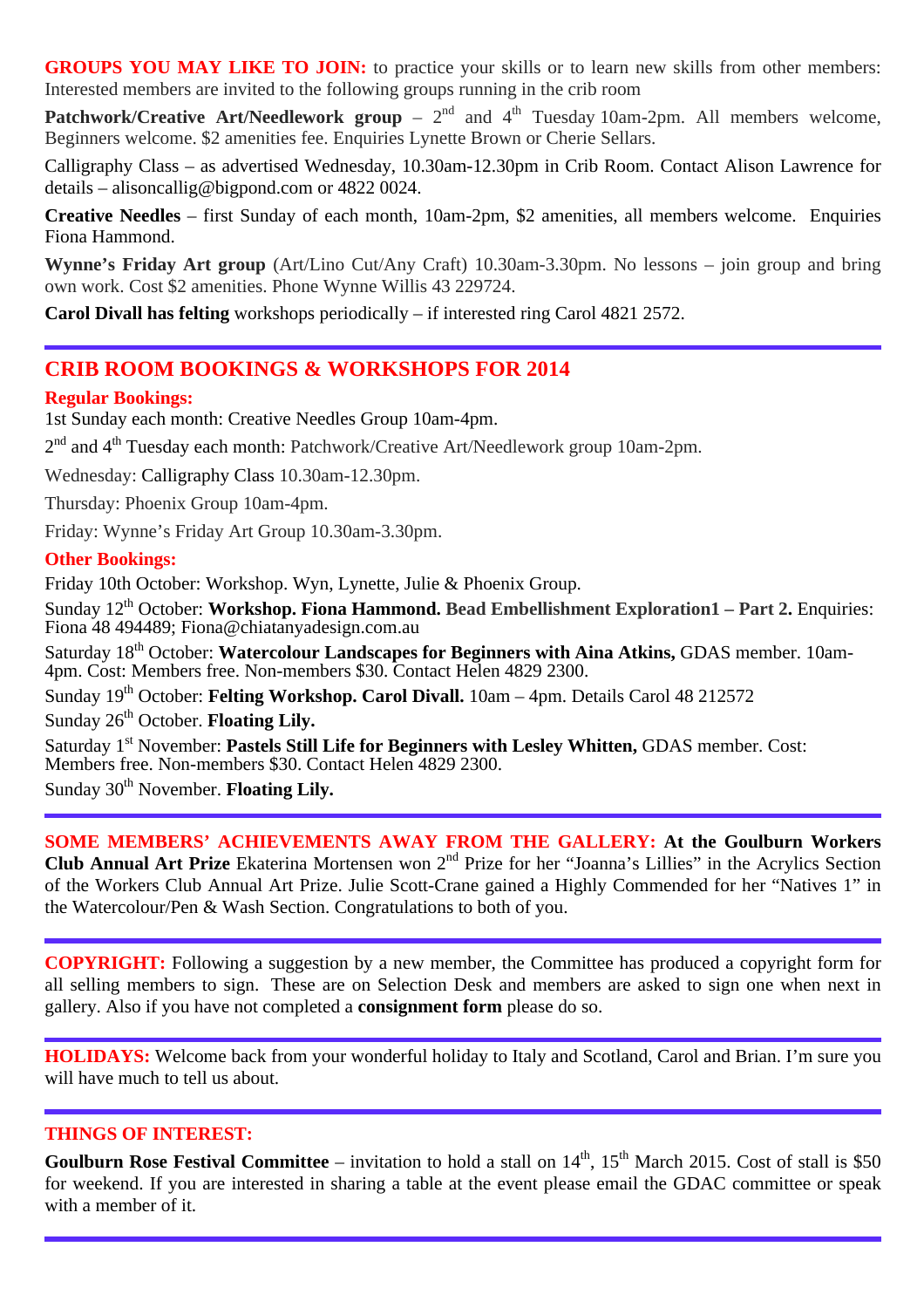**GROUPS YOU MAY LIKE TO JOIN:** to practice your skills or to learn new skills from other members: Interested members are invited to the following groups running in the crib room

**Patchwork/Creative Art/Needlework group** – 2nd and 4th Tuesday 10am-2pm. All members welcome, Beginners welcome. $2 amenities fee. Enquiries Lynette Brown or Cherie Sellars.

Calligraphy Class – as advertised Wednesday, 10.30am-12.30pm in Crib Room. Contact Alison Lawrence for details – alisoncallig@bigpond.com or 4822 0024.

**Creative Needles** – first Sunday of each month, 10am-2pm, $2 amenities, all members welcome. Enquiries Fiona Hammond.

**Wynne's Friday Art group** (Art/Lino Cut/Any Craft) 10.30am-3.30pm. No lessons – join group and bring own work. Cost $2 amenities. Phone Wynne Willis 43 229724.

**Carol Divall has felting** workshops periodically – if interested ring Carol 4821 2572.

---

## CRIB ROOM BOOKINGS & WORKSHOPS FOR 2014

**Regular Bookings:**

1st Sunday each month: Creative Needles Group 10am-4pm.

2nd and 4th Tuesday each month: Patchwork/Creative Art/Needlework group 10am-2pm.

Wednesday: Calligraphy Class 10.30am-12.30pm.

Thursday: Phoenix Group 10am-4pm.

Friday: Wynne's Friday Art Group 10.30am-3.30pm.

**Other Bookings:**

Friday 10th October: Workshop. Wyn, Lynette, Julie & Phoenix Group.

Sunday 12th October: **Workshop. Fiona Hammond. Bead Embellishment Exploration1 – Part 2.** Enquiries: Fiona 48 494489; Fiona@chiatanyadesign.com.au

Saturday 18th October: **Watercolour Landscapes for Beginners with Aina Atkins,** GDAS member. 10am-4pm. Cost: Members free. Non-members $30. Contact Helen 4829 2300.

Sunday 19th October: **Felting Workshop. Carol Divall.** 10am – 4pm. Details Carol 48 212572

Sunday 26th October. **Floating Lily.**

Saturday 1st November: **Pastels Still Life for Beginners with Lesley Whitten,** GDAS member. Cost: Members free. Non-members $30. Contact Helen 4829 2300.

Sunday 30th November. **Floating Lily.**

---

**SOME MEMBERS' ACHIEVEMENTS AWAY FROM THE GALLERY: At the Goulburn Workers Club Annual Art Prize** Ekaterina Mortensen won 2nd Prize for her "Joanna's Lillies" in the Acrylics Section of the Workers Club Annual Art Prize. Julie Scott-Crane gained a Highly Commended for her "Natives 1" in the Watercolour/Pen & Wash Section. Congratulations to both of you.

---

**COPYRIGHT:** Following a suggestion by a new member, the Committee has produced a copyright form for all selling members to sign. These are on Selection Desk and members are asked to sign one when next in gallery. Also if you have not completed a **consignment form** please do so.

---

**HOLIDAYS:** Welcome back from your wonderful holiday to Italy and Scotland, Carol and Brian. I'm sure you will have much to tell us about.

---

**THINGS OF INTEREST:**

**Goulburn Rose Festival Committee** – invitation to hold a stall on 14th, 15th March 2015. Cost of stall is $50 for weekend. If you are interested in sharing a table at the event please email the GDAC committee or speak with a member of it.

---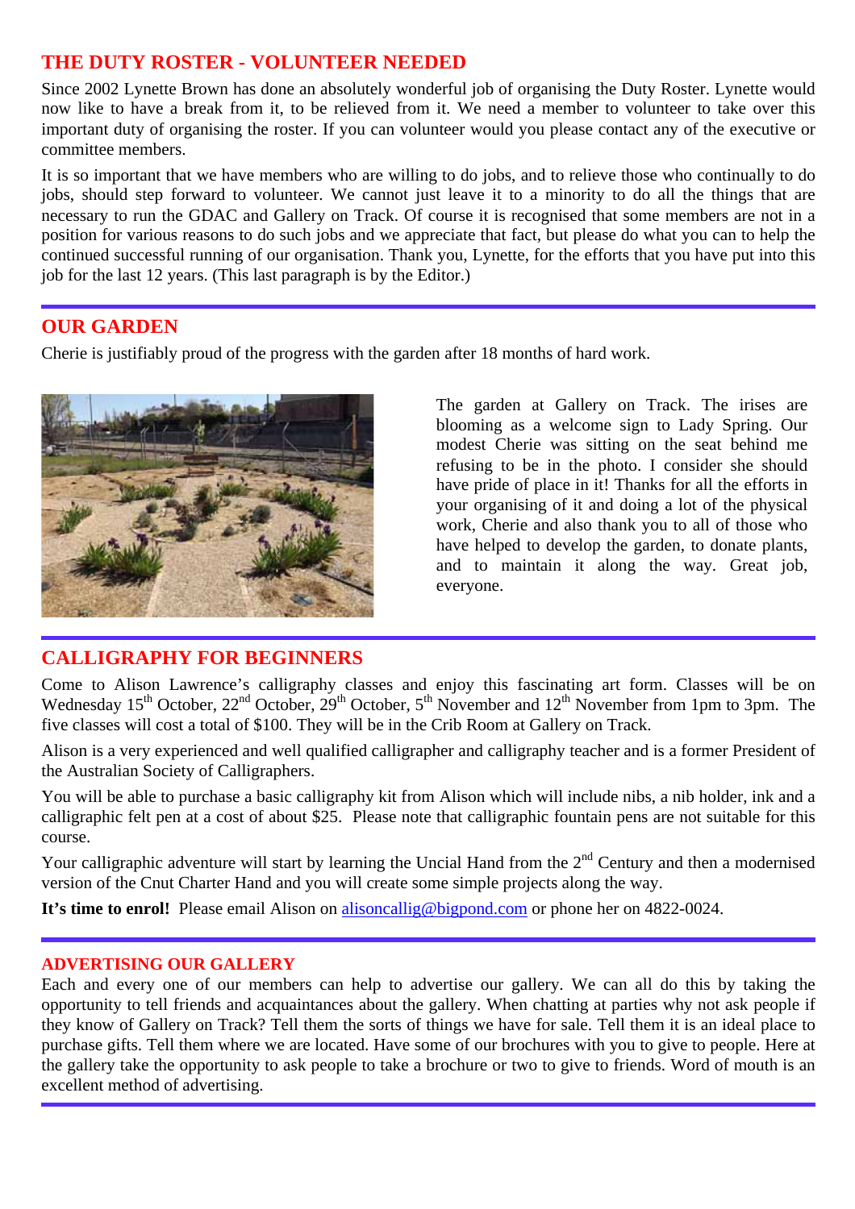## THE DUTY ROSTER - VOLUNTEER NEEDED

Since 2002 Lynette Brown has done an absolutely wonderful job of organising the Duty Roster. Lynette would now like to have a break from it, to be relieved from it. We need a member to volunteer to take over this important duty of organising the roster. If you can volunteer would you please contact any of the executive or committee members.

It is so important that we have members who are willing to do jobs, and to relieve those who continually to do jobs, should step forward to volunteer. We cannot just leave it to a minority to do all the things that are necessary to run the GDAC and Gallery on Track. Of course it is recognised that some members are not in a position for various reasons to do such jobs and we appreciate that fact, but please do what you can to help the continued successful running of our organisation. Thank you, Lynette, for the efforts that you have put into this job for the last 12 years. (This last paragraph is by the Editor.)

## OUR GARDEN

Cherie is justifiably proud of the progress with the garden after 18 months of hard work.

The garden at Gallery on Track. The irises are blooming as a welcome sign to Lady Spring. Our modest Cherie was sitting on the seat behind me refusing to be in the photo. I consider she should have pride of place in it! Thanks for all the efforts in your organising of it and doing a lot of the physical work, Cherie and also thank you to all of those who have helped to develop the garden, to donate plants, and to maintain it along the way. Great job, everyone.

## CALLIGRAPHY FOR BEGINNERS

Come to Alison Lawrence's calligraphy classes and enjoy this fascinating art form. Classes will be on Wednesday 15th October, 22nd October, 29th October, 5th November and 12th November from 1pm to 3pm. The five classes will cost a total of $100. They will be in the Crib Room at Gallery on Track.

Alison is a very experienced and well qualified calligrapher and calligraphy teacher and is a former President of the Australian Society of Calligraphers.

You will be able to purchase a basic calligraphy kit from Alison which will include nibs, a nib holder, ink and a calligraphic felt pen at a cost of about $25. Please note that calligraphic fountain pens are not suitable for this course.

Your calligraphic adventure will start by learning the Uncial Hand from the 2nd Century and then a modernised version of the Cnut Charter Hand and you will create some simple projects along the way.

**It's time to enrol!** Please email Alison on alisoncallig@bigpond.com or phone her on 4822-0024.

### ADVERTISING OUR GALLERY

Each and every one of our members can help to advertise our gallery. We can all do this by taking the opportunity to tell friends and acquaintances about the gallery. When chatting at parties why not ask people if they know of Gallery on Track? Tell them the sorts of things we have for sale. Tell them it is an ideal place to purchase gifts. Tell them where we are located. Have some of our brochures with you to give to people. Here at the gallery take the opportunity to ask people to take a brochure or two to give to friends. Word of mouth is an excellent method of advertising.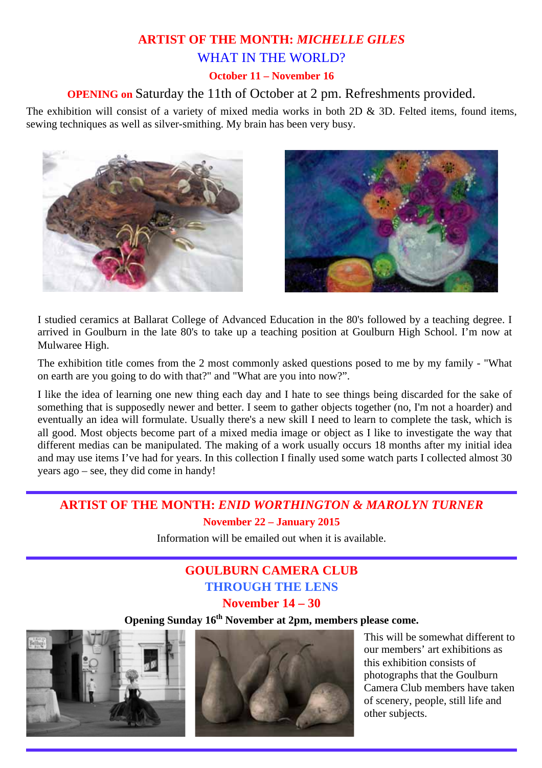## ARTIST OF THE MONTH: *MICHELLE GILES*

### WHAT IN THE WORLD?

**October 11 – November 16**

**OPENING on** Saturday the 11th of October at 2 pm. Refreshments provided.

The exhibition will consist of a variety of mixed media works in both 2D & 3D. Felted items, found items, sewing techniques as well as silver-smithing. My brain has been very busy.

I studied ceramics at Ballarat College of Advanced Education in the 80's followed by a teaching degree. I arrived in Goulburn in the late 80's to take up a teaching position at Goulburn High School. I'm now at Mulwaree High.

The exhibition title comes from the 2 most commonly asked questions posed to me by my family - "What on earth are you going to do with that?" and "What are you into now?".

I like the idea of learning one new thing each day and I hate to see things being discarded for the sake of something that is supposedly newer and better. I seem to gather objects together (no, I'm not a hoarder) and eventually an idea will formulate. Usually there's a new skill I need to learn to complete the task, which is all good. Most objects become part of a mixed media image or object as I like to investigate the way that different medias can be manipulated. The making of a work usually occurs 18 months after my initial idea and may use items I've had for years. In this collection I finally used some watch parts I collected almost 30 years ago – see, they did come in handy!

---

## ARTIST OF THE MONTH: *ENID WORTHINGTON & MAROLYN TURNER*

**November 22 – January 2015**

Information will be emailed out when it is available.

---

## GOULBURN CAMERA CLUB

### THROUGH THE LENS

**November 14 – 30**

**Opening Sunday 16th November at 2pm, members please come.**

This will be somewhat different to our members' art exhibitions as this exhibition consists of photographs that the Goulburn Camera Club members have taken of scenery, people, still life and other subjects.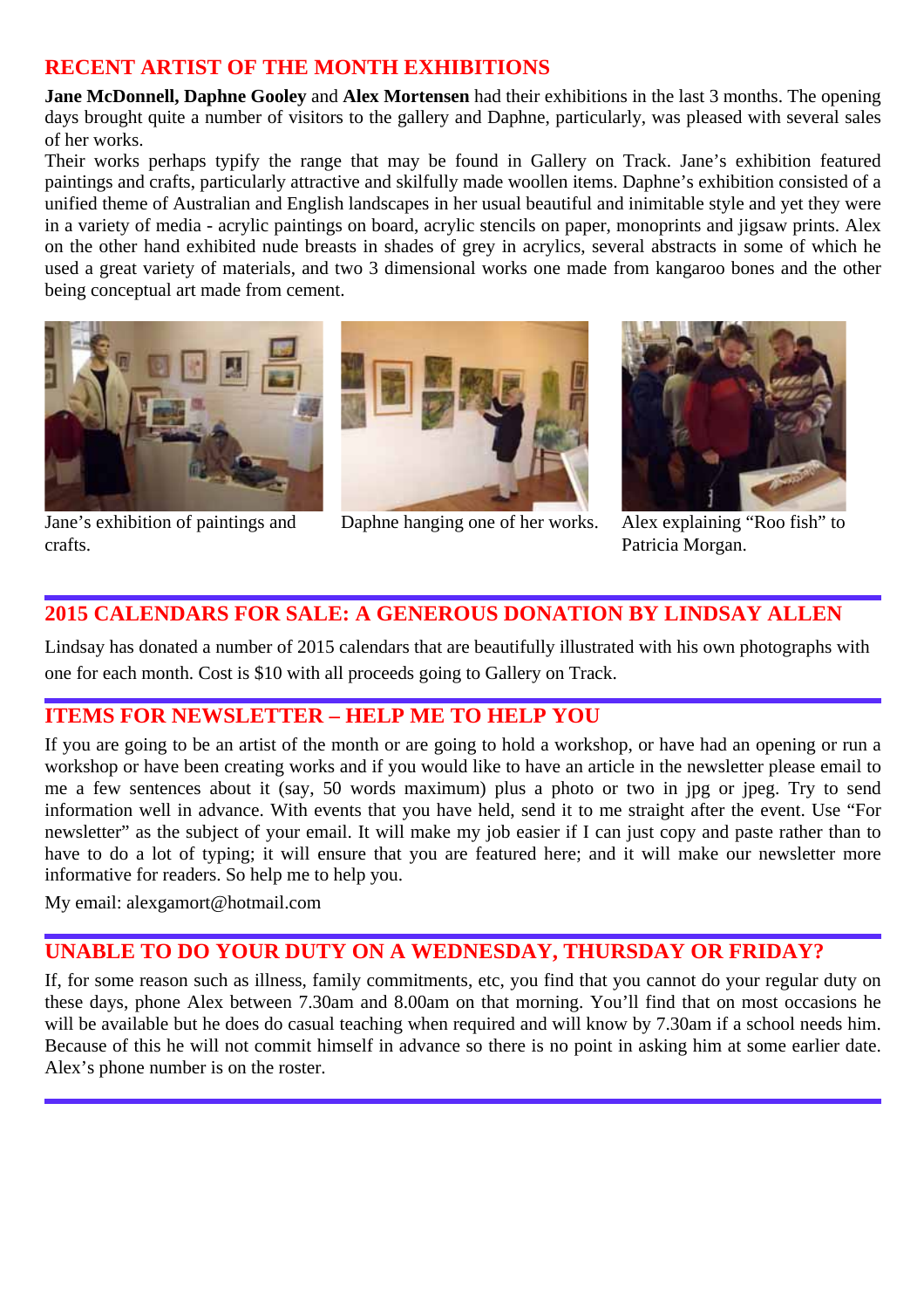## RECENT ARTIST OF THE MONTH EXHIBITIONS

**Jane McDonnell, Daphne Gooley** and **Alex Mortensen** had their exhibitions in the last 3 months. The opening days brought quite a number of visitors to the gallery and Daphne, particularly, was pleased with several sales of her works.

Their works perhaps typify the range that may be found in Gallery on Track. Jane's exhibition featured paintings and crafts, particularly attractive and skilfully made woollen items. Daphne's exhibition consisted of a unified theme of Australian and English landscapes in her usual beautiful and inimitable style and yet they were in a variety of media - acrylic paintings on board, acrylic stencils on paper, monoprints and jigsaw prints. Alex on the other hand exhibited nude breasts in shades of grey in acrylics, several abstracts in some of which he used a great variety of materials, and two 3 dimensional works one made from kangaroo bones and the other being conceptual art made from cement.

Jane's exhibition of paintings and crafts.

Daphne hanging one of her works.

Alex explaining "Roo fish" to Patricia Morgan.

## 2015 CALENDARS FOR SALE: A GENEROUS DONATION BY LINDSAY ALLEN

Lindsay has donated a number of 2015 calendars that are beautifully illustrated with his own photographs with one for each month. Cost is $10 with all proceeds going to Gallery on Track.

## ITEMS FOR NEWSLETTER – HELP ME TO HELP YOU

If you are going to be an artist of the month or are going to hold a workshop, or have had an opening or run a workshop or have been creating works and if you would like to have an article in the newsletter please email to me a few sentences about it (say, 50 words maximum) plus a photo or two in jpg or jpeg. Try to send information well in advance. With events that you have held, send it to me straight after the event. Use "For newsletter" as the subject of your email. It will make my job easier if I can just copy and paste rather than to have to do a lot of typing; it will ensure that you are featured here; and it will make our newsletter more informative for readers. So help me to help you.

My email: alexgamort@hotmail.com

## UNABLE TO DO YOUR DUTY ON A WEDNESDAY, THURSDAY OR FRIDAY?

If, for some reason such as illness, family commitments, etc, you find that you cannot do your regular duty on these days, phone Alex between 7.30am and 8.00am on that morning. You'll find that on most occasions he will be available but he does do casual teaching when required and will know by 7.30am if a school needs him. Because of this he will not commit himself in advance so there is no point in asking him at some earlier date. Alex's phone number is on the roster.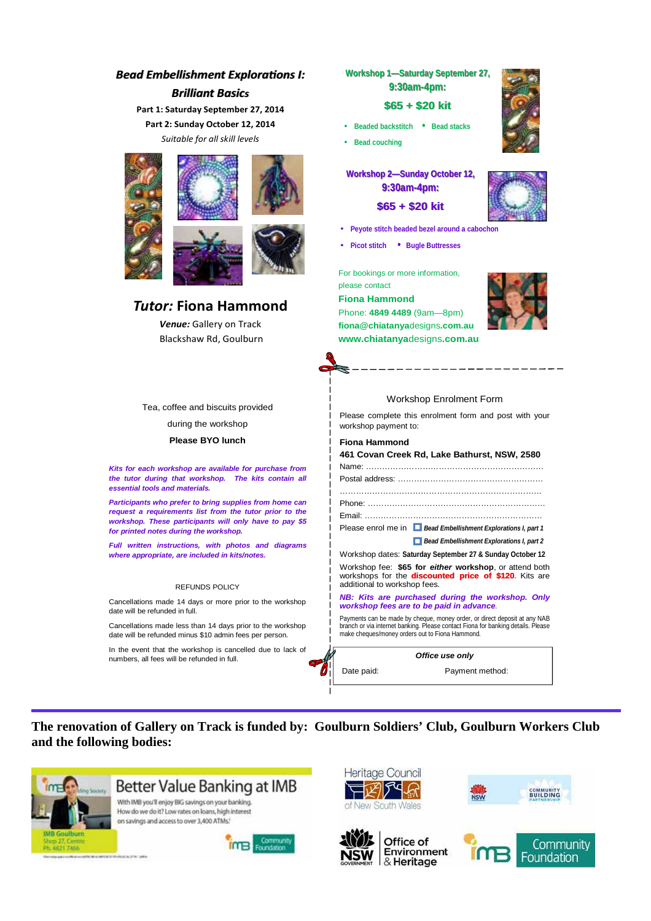## *Bead Embellishment Explorations I:*
## *Brilliant Basics*

**Part 1: Saturday September 27, 2014**

**Part 2: Sunday October 12, 2014**

*Suitable for all skill levels*

## *Tutor:* Fiona Hammond

***Venue:*** Gallery on Track
Blackshaw Rd, Goulburn

Tea, coffee and biscuits provided during the workshop

**Please BYO lunch**

***Kits for each workshop are available for purchase from the tutor during that workshop. The kits contain all essential tools and materials.***

***Participants who prefer to bring supplies from home can request a requirements list from the tutor prior to the workshop. These participants will only have to pay $5 for printed notes during the workshop.***

***Full written instructions, with photos and diagrams where appropriate, are included in kits/notes.***

REFUNDS POLICY

Cancellations made 14 days or more prior to the workshop date will be refunded in full.

Cancellations made less than 14 days prior to the workshop date will be refunded minus $10 admin fees per person.

In the event that the workshop is cancelled due to lack of numbers, all fees will be refunded in full.

### Workshop 1—Saturday September 27, 9:30am-4pm:

**$65 + $20 kit**

- Beaded backstitch
- Bead stacks
- Bead couching

### Workshop 2—Sunday October 12, 9:30am-4pm:

**$65 + $20 kit**

- Peyote stitch beaded bezel around a cabochon
- Picot stitch
- Bugle Buttresses

For bookings or more information, please contact

**Fiona Hammond**

Phone: **4849 4489** (9am—8pm)

**fiona@chiatanyadesigns.com.au**

**www.chiatanyadesigns.com.au**

---

Workshop Enrolment Form

Please complete this enrolment form and post with your workshop payment to:

**Fiona Hammond**

**461 Covan Creek Rd, Lake Bathurst, NSW, 2580**

Name: ……………………………………………………………

Postal address: ………………………………………………

……………………………………………………………………

Phone: ……………………………………………………………

Email: ……………………………………………………………

Please enrol me in ☐ ***Bead Embellishment Explorations I, part 1***

☐ ***Bead Embellishment Explorations I, part 2***

Workshop dates: **Saturday September 27 & Sunday October 12**

Workshop fee: **$65 for *either* workshop**, or attend both workshops for the **discounted price of $120**. Kits are additional to workshop fees.

***NB: Kits are purchased during the workshop. Only workshop fees are to be paid in advance.***

Payments can be made by cheque, money order, or direct deposit at any NAB branch or via internet banking. Please contact Fiona for banking details. Please make cheques/money orders out to Fiona Hammond.

| ***Office use only*** | |
|---|---|
| Date paid: | Payment method: |

---

**The renovation of Gallery on Track is funded by: Goulburn Soldiers' Club, Goulburn Workers Club and the following bodies:**

Better Value Banking at IMB

With IMB you'll enjoy BIG savings on your banking. How do we do it? Low rates on loans, high interest on savings and access to over 3,400 ATMs.

IMB Goulburn
Shop 27, Centro
Ph. 4821 7466

IMB Community Foundation

Heritage Council of New South Wales

NSW Community Building Partnership

NSW Government Office of Environment & Heritage

IMB Community Foundation